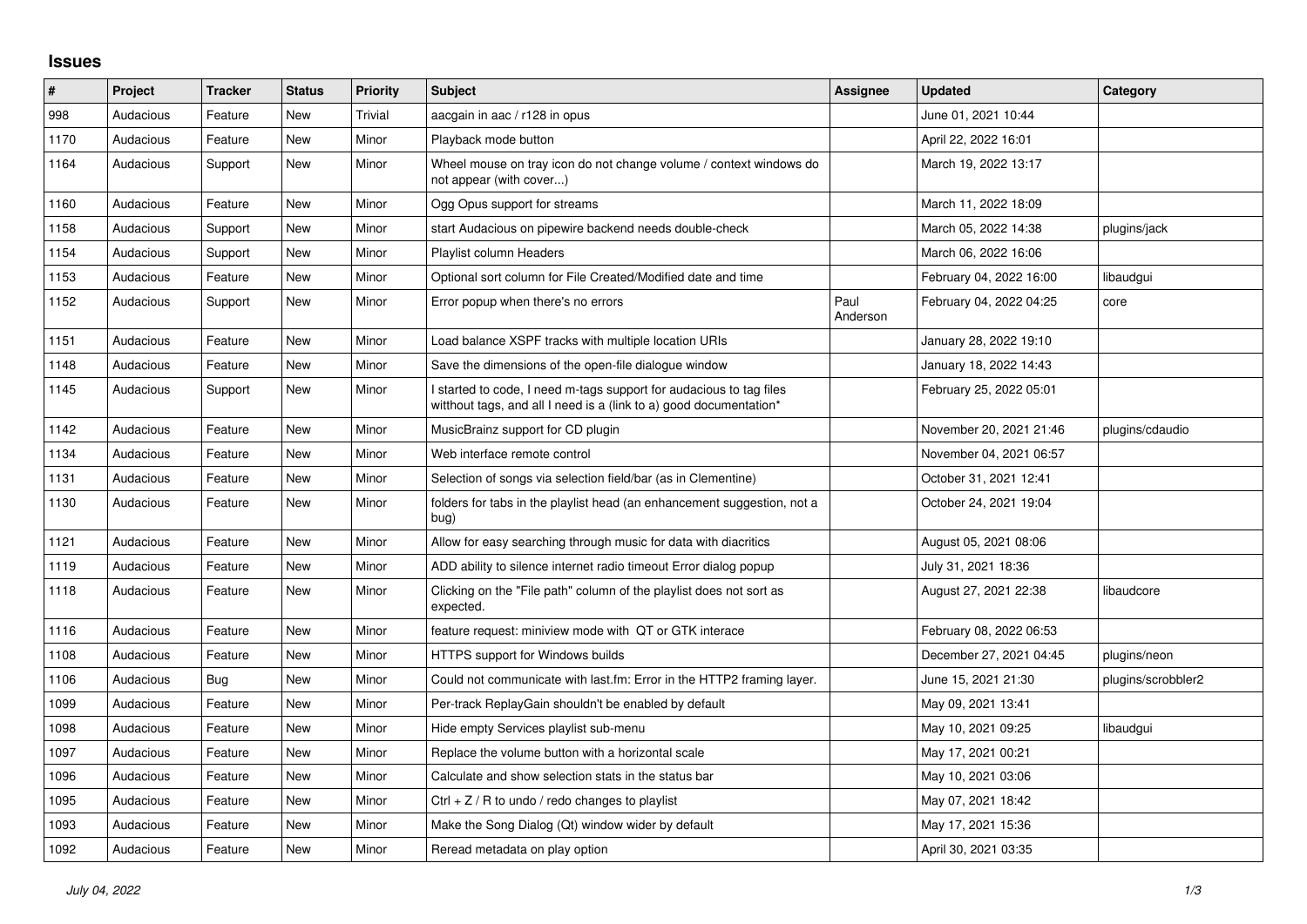## Issues

| # | Project | Tracker | Status | Priority | Subject | Assignee | Updated | Category |
|---|---|---|---|---|---|---|---|---|
| 998 | Audacious | Feature | New | Trivial | aacgain in aac / r128 in opus | | June 01, 2021 10:44 | |
| 1170 | Audacious | Feature | New | Minor | Playback mode button | | April 22, 2022 16:01 | |
| 1164 | Audacious | Support | New | Minor | Wheel mouse on tray icon do not change volume / context windows do not appear (with cover...) | | March 19, 2022 13:17 | |
| 1160 | Audacious | Feature | New | Minor | Ogg Opus support for streams | | March 11, 2022 18:09 | |
| 1158 | Audacious | Support | New | Minor | start Audacious on pipewire backend needs double-check | | March 05, 2022 14:38 | plugins/jack |
| 1154 | Audacious | Support | New | Minor | Playlist column Headers | | March 06, 2022 16:06 | |
| 1153 | Audacious | Feature | New | Minor | Optional sort column for File Created/Modified date and time | | February 04, 2022 16:00 | libaudgui |
| 1152 | Audacious | Support | New | Minor | Error popup when there's no errors | Paul Anderson | February 04, 2022 04:25 | core |
| 1151 | Audacious | Feature | New | Minor | Load balance XSPF tracks with multiple location URIs | | January 28, 2022 19:10 | |
| 1148 | Audacious | Feature | New | Minor | Save the dimensions of the open-file dialogue window | | January 18, 2022 14:43 | |
| 1145 | Audacious | Support | New | Minor | I started to code, I need m-tags support for audacious to tag files witthout tags, and all I need is a (link to a) good documentation* | | February 25, 2022 05:01 | |
| 1142 | Audacious | Feature | New | Minor | MusicBrainz support for CD plugin | | November 20, 2021 21:46 | plugins/cdaudio |
| 1134 | Audacious | Feature | New | Minor | Web interface remote control | | November 04, 2021 06:57 | |
| 1131 | Audacious | Feature | New | Minor | Selection of songs via selection field/bar (as in Clementine) | | October 31, 2021 12:41 | |
| 1130 | Audacious | Feature | New | Minor | folders for tabs in the playlist head (an enhancement suggestion, not a bug) | | October 24, 2021 19:04 | |
| 1121 | Audacious | Feature | New | Minor | Allow for easy searching through music for data with diacritics | | August 05, 2021 08:06 | |
| 1119 | Audacious | Feature | New | Minor | ADD ability to silence internet radio timeout Error dialog popup | | July 31, 2021 18:36 | |
| 1118 | Audacious | Feature | New | Minor | Clicking on the "File path" column of the playlist does not sort as expected. | | August 27, 2021 22:38 | libaudcore |
| 1116 | Audacious | Feature | New | Minor | feature request: miniview mode with QT or GTK interace | | February 08, 2022 06:53 | |
| 1108 | Audacious | Feature | New | Minor | HTTPS support for Windows builds | | December 27, 2021 04:45 | plugins/neon |
| 1106 | Audacious | Bug | New | Minor | Could not communicate with last.fm: Error in the HTTP2 framing layer. | | June 15, 2021 21:30 | plugins/scrobbler2 |
| 1099 | Audacious | Feature | New | Minor | Per-track ReplayGain shouldn't be enabled by default | | May 09, 2021 13:41 | |
| 1098 | Audacious | Feature | New | Minor | Hide empty Services playlist sub-menu | | May 10, 2021 09:25 | libaudgui |
| 1097 | Audacious | Feature | New | Minor | Replace the volume button with a horizontal scale | | May 17, 2021 00:21 | |
| 1096 | Audacious | Feature | New | Minor | Calculate and show selection stats in the status bar | | May 10, 2021 03:06 | |
| 1095 | Audacious | Feature | New | Minor | Ctrl + Z / R to undo / redo changes to playlist | | May 07, 2021 18:42 | |
| 1093 | Audacious | Feature | New | Minor | Make the Song Dialog (Qt) window wider by default | | May 17, 2021 15:36 | |
| 1092 | Audacious | Feature | New | Minor | Reread metadata on play option | | April 30, 2021 03:35 | |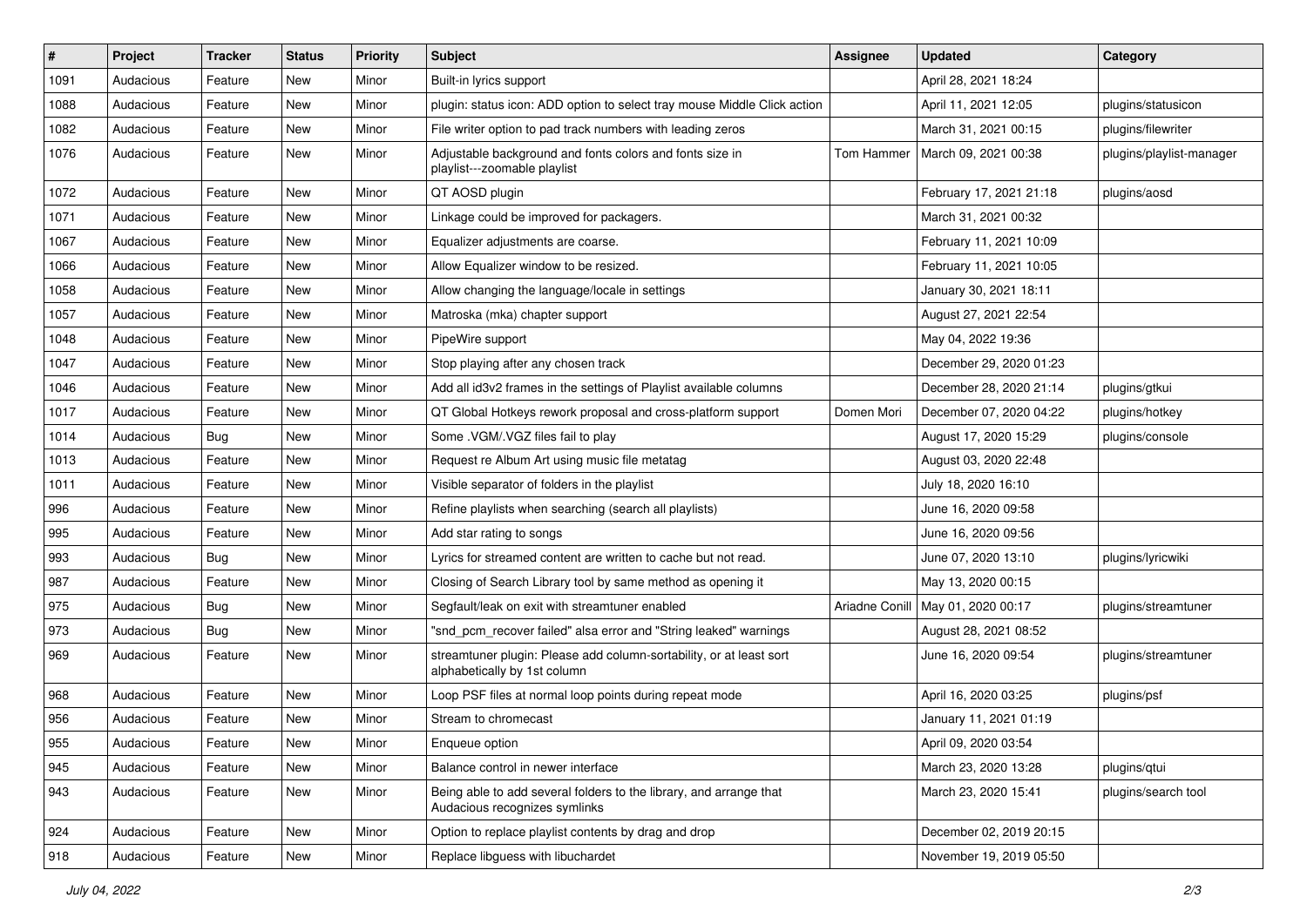| # | Project | Tracker | Status | Priority | Subject | Assignee | Updated | Category |
|---|---|---|---|---|---|---|---|---|
| 1091 | Audacious | Feature | New | Minor | Built-in lyrics support | | April 28, 2021 18:24 | |
| 1088 | Audacious | Feature | New | Minor | plugin: status icon: ADD option to select tray mouse Middle Click action | | April 11, 2021 12:05 | plugins/statusicon |
| 1082 | Audacious | Feature | New | Minor | File writer option to pad track numbers with leading zeros | | March 31, 2021 00:15 | plugins/filewriter |
| 1076 | Audacious | Feature | New | Minor | Adjustable background and fonts colors and fonts size in playlist---zoomable playlist | Tom Hammer | March 09, 2021 00:38 | plugins/playlist-manager |
| 1072 | Audacious | Feature | New | Minor | QT AOSD plugin | | February 17, 2021 21:18 | plugins/aosd |
| 1071 | Audacious | Feature | New | Minor | Linkage could be improved for packagers. | | March 31, 2021 00:32 | |
| 1067 | Audacious | Feature | New | Minor | Equalizer adjustments are coarse. | | February 11, 2021 10:09 | |
| 1066 | Audacious | Feature | New | Minor | Allow Equalizer window to be resized. | | February 11, 2021 10:05 | |
| 1058 | Audacious | Feature | New | Minor | Allow changing the language/locale in settings | | January 30, 2021 18:11 | |
| 1057 | Audacious | Feature | New | Minor | Matroska (mka) chapter support | | August 27, 2021 22:54 | |
| 1048 | Audacious | Feature | New | Minor | PipeWire support | | May 04, 2022 19:36 | |
| 1047 | Audacious | Feature | New | Minor | Stop playing after any chosen track | | December 29, 2020 01:23 | |
| 1046 | Audacious | Feature | New | Minor | Add all id3v2 frames in the settings of Playlist available columns | | December 28, 2020 21:14 | plugins/gtkui |
| 1017 | Audacious | Feature | New | Minor | QT Global Hotkeys rework proposal and cross-platform support | Domen Mori | December 07, 2020 04:22 | plugins/hotkey |
| 1014 | Audacious | Bug | New | Minor | Some .VGM/.VGZ files fail to play | | August 17, 2020 15:29 | plugins/console |
| 1013 | Audacious | Feature | New | Minor | Request re Album Art using music file metatag | | August 03, 2020 22:48 | |
| 1011 | Audacious | Feature | New | Minor | Visible separator of folders in the playlist | | July 18, 2020 16:10 | |
| 996 | Audacious | Feature | New | Minor | Refine playlists when searching (search all playlists) | | June 16, 2020 09:58 | |
| 995 | Audacious | Feature | New | Minor | Add star rating to songs | | June 16, 2020 09:56 | |
| 993 | Audacious | Bug | New | Minor | Lyrics for streamed content are written to cache but not read. | | June 07, 2020 13:10 | plugins/lyricwiki |
| 987 | Audacious | Feature | New | Minor | Closing of Search Library tool by same method as opening it | | May 13, 2020 00:15 | |
| 975 | Audacious | Bug | New | Minor | Segfault/leak on exit with streamtuner enabled | Ariadne Conill | May 01, 2020 00:17 | plugins/streamtuner |
| 973 | Audacious | Bug | New | Minor | "snd_pcm_recover failed" alsa error and "String leaked" warnings | | August 28, 2021 08:52 | |
| 969 | Audacious | Feature | New | Minor | streamtuner plugin: Please add column-sortability, or at least sort alphabetically by 1st column | | June 16, 2020 09:54 | plugins/streamtuner |
| 968 | Audacious | Feature | New | Minor | Loop PSF files at normal loop points during repeat mode | | April 16, 2020 03:25 | plugins/psf |
| 956 | Audacious | Feature | New | Minor | Stream to chromecast | | January 11, 2021 01:19 | |
| 955 | Audacious | Feature | New | Minor | Enqueue option | | April 09, 2020 03:54 | |
| 945 | Audacious | Feature | New | Minor | Balance control in newer interface | | March 23, 2020 13:28 | plugins/qtui |
| 943 | Audacious | Feature | New | Minor | Being able to add several folders to the library, and arrange that Audacious recognizes symlinks | | March 23, 2020 15:41 | plugins/search tool |
| 924 | Audacious | Feature | New | Minor | Option to replace playlist contents by drag and drop | | December 02, 2019 20:15 | |
| 918 | Audacious | Feature | New | Minor | Replace libguess with libuchardet | | November 19, 2019 05:50 | |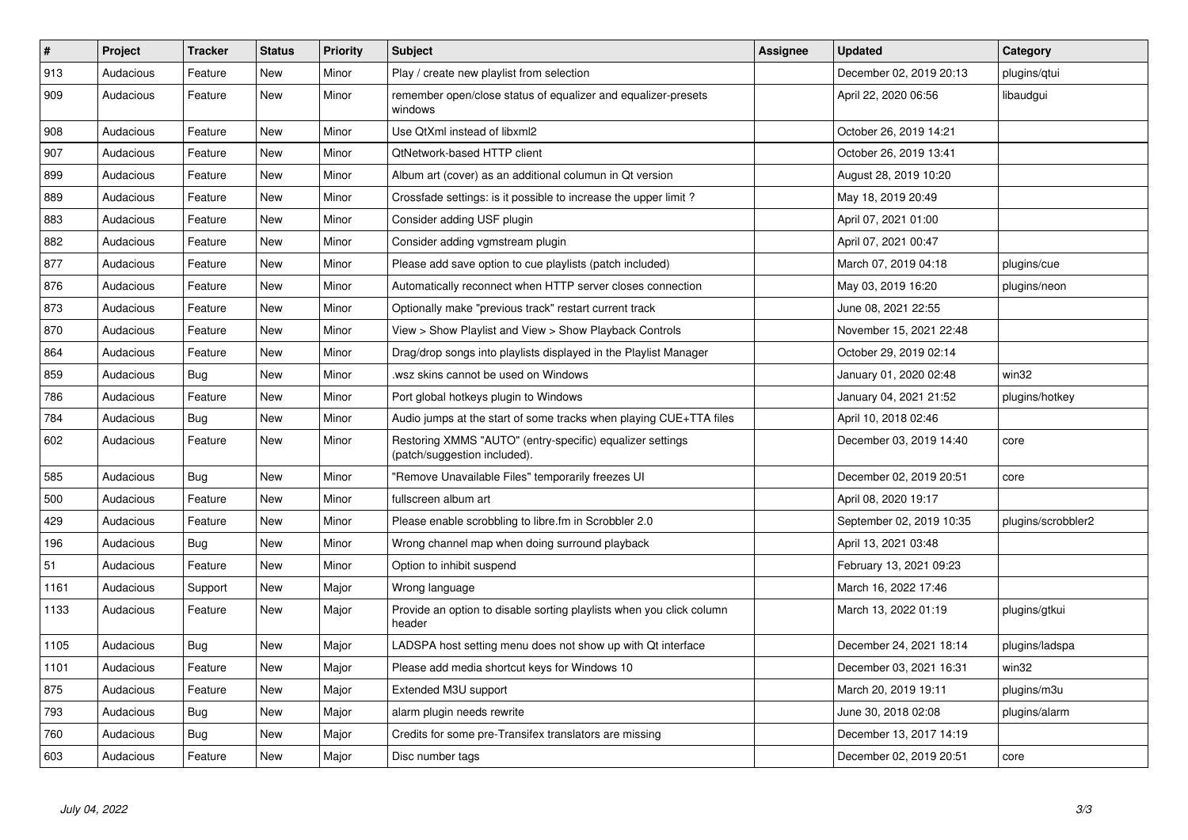| # | Project | Tracker | Status | Priority | Subject | Assignee | Updated | Category |
|---|---|---|---|---|---|---|---|---|
| 913 | Audacious | Feature | New | Minor | Play / create new playlist from selection | | December 02, 2019 20:13 | plugins/qtui |
| 909 | Audacious | Feature | New | Minor | remember open/close status of equalizer and equalizer-presets windows | | April 22, 2020 06:56 | libaudgui |
| 908 | Audacious | Feature | New | Minor | Use QtXml instead of libxml2 | | October 26, 2019 14:21 | |
| 907 | Audacious | Feature | New | Minor | QtNetwork-based HTTP client | | October 26, 2019 13:41 | |
| 899 | Audacious | Feature | New | Minor | Album art (cover) as an additional columun in Qt version | | August 28, 2019 10:20 | |
| 889 | Audacious | Feature | New | Minor | Crossfade settings: is it possible to increase the upper limit ? | | May 18, 2019 20:49 | |
| 883 | Audacious | Feature | New | Minor | Consider adding USF plugin | | April 07, 2021 01:00 | |
| 882 | Audacious | Feature | New | Minor | Consider adding vgmstream plugin | | April 07, 2021 00:47 | |
| 877 | Audacious | Feature | New | Minor | Please add save option to cue playlists (patch included) | | March 07, 2019 04:18 | plugins/cue |
| 876 | Audacious | Feature | New | Minor | Automatically reconnect when HTTP server closes connection | | May 03, 2019 16:20 | plugins/neon |
| 873 | Audacious | Feature | New | Minor | Optionally make "previous track" restart current track | | June 08, 2021 22:55 | |
| 870 | Audacious | Feature | New | Minor | View > Show Playlist and View > Show Playback Controls | | November 15, 2021 22:48 | |
| 864 | Audacious | Feature | New | Minor | Drag/drop songs into playlists displayed in the Playlist Manager | | October 29, 2019 02:14 | |
| 859 | Audacious | Bug | New | Minor | .wsz skins cannot be used on Windows | | January 01, 2020 02:48 | win32 |
| 786 | Audacious | Feature | New | Minor | Port global hotkeys plugin to Windows | | January 04, 2021 21:52 | plugins/hotkey |
| 784 | Audacious | Bug | New | Minor | Audio jumps at the start of some tracks when playing CUE+TTA files | | April 10, 2018 02:46 | |
| 602 | Audacious | Feature | New | Minor | Restoring XMMS "AUTO" (entry-specific) equalizer settings (patch/suggestion included). | | December 03, 2019 14:40 | core |
| 585 | Audacious | Bug | New | Minor | "Remove Unavailable Files" temporarily freezes UI | | December 02, 2019 20:51 | core |
| 500 | Audacious | Feature | New | Minor | fullscreen album art | | April 08, 2020 19:17 | |
| 429 | Audacious | Feature | New | Minor | Please enable scrobbling to libre.fm in Scrobbler 2.0 | | September 02, 2019 10:35 | plugins/scrobbler2 |
| 196 | Audacious | Bug | New | Minor | Wrong channel map when doing surround playback | | April 13, 2021 03:48 | |
| 51 | Audacious | Feature | New | Minor | Option to inhibit suspend | | February 13, 2021 09:23 | |
| 1161 | Audacious | Support | New | Major | Wrong language | | March 16, 2022 17:46 | |
| 1133 | Audacious | Feature | New | Major | Provide an option to disable sorting playlists when you click column header | | March 13, 2022 01:19 | plugins/gtkui |
| 1105 | Audacious | Bug | New | Major | LADSPA host setting menu does not show up with Qt interface | | December 24, 2021 18:14 | plugins/ladspa |
| 1101 | Audacious | Feature | New | Major | Please add media shortcut keys for Windows 10 | | December 03, 2021 16:31 | win32 |
| 875 | Audacious | Feature | New | Major | Extended M3U support | | March 20, 2019 19:11 | plugins/m3u |
| 793 | Audacious | Bug | New | Major | alarm plugin needs rewrite | | June 30, 2018 02:08 | plugins/alarm |
| 760 | Audacious | Bug | New | Major | Credits for some pre-Transifex translators are missing | | December 13, 2017 14:19 | |
| 603 | Audacious | Feature | New | Major | Disc number tags | | December 02, 2019 20:51 | core |